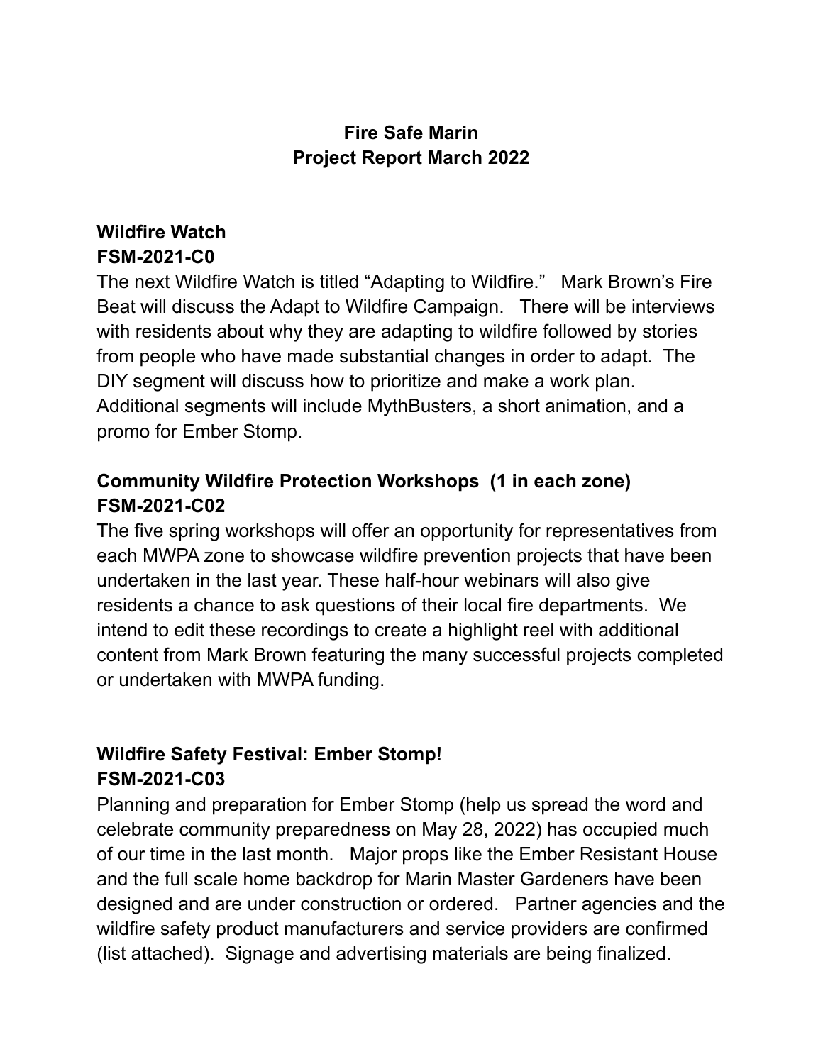# Fire Safe Marin
# Project Report March 2022

## Wildfire Watch
## FSM-2021-C0

The next Wildfire Watch is titled "Adapting to Wildfire." Mark Brown's Fire Beat will discuss the Adapt to Wildfire Campaign. There will be interviews with residents about why they are adapting to wildfire followed by stories from people who have made substantial changes in order to adapt. The DIY segment will discuss how to prioritize and make a work plan. Additional segments will include MythBusters, a short animation, and a promo for Ember Stomp.

## Community Wildfire Protection Workshops (1 in each zone)
## FSM-2021-C02

The five spring workshops will offer an opportunity for representatives from each MWPA zone to showcase wildfire prevention projects that have been undertaken in the last year. These half-hour webinars will also give residents a chance to ask questions of their local fire departments. We intend to edit these recordings to create a highlight reel with additional content from Mark Brown featuring the many successful projects completed or undertaken with MWPA funding.

## Wildfire Safety Festival: Ember Stomp!
## FSM-2021-C03

Planning and preparation for Ember Stomp (help us spread the word and celebrate community preparedness on May 28, 2022) has occupied much of our time in the last month. Major props like the Ember Resistant House and the full scale home backdrop for Marin Master Gardeners have been designed and are under construction or ordered. Partner agencies and the wildfire safety product manufacturers and service providers are confirmed (list attached). Signage and advertising materials are being finalized.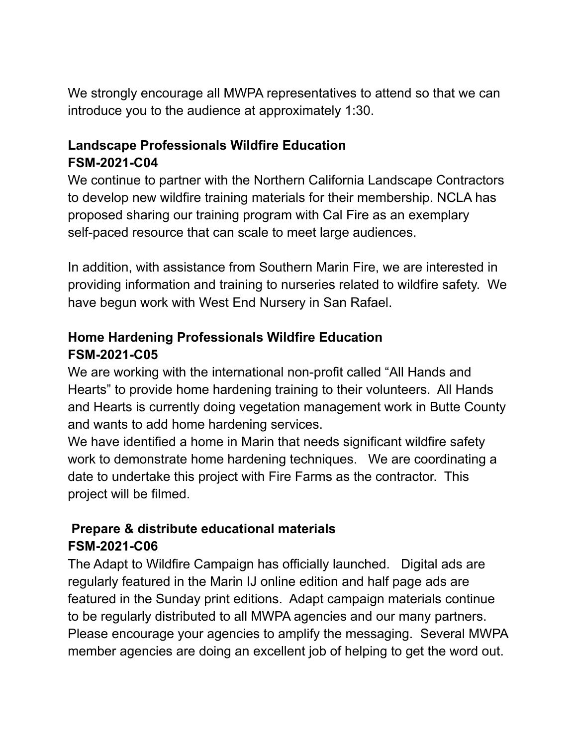We strongly encourage all MWPA representatives to attend so that we can introduce you to the audience at approximately 1:30.

**Landscape Professionals Wildfire Education**
**FSM-2021-C04**

We continue to partner with the Northern California Landscape Contractors to develop new wildfire training materials for their membership. NCLA has proposed sharing our training program with Cal Fire as an exemplary self-paced resource that can scale to meet large audiences.

In addition, with assistance from Southern Marin Fire, we are interested in providing information and training to nurseries related to wildfire safety. We have begun work with West End Nursery in San Rafael.

**Home Hardening Professionals Wildfire Education**
**FSM-2021-C05**

We are working with the international non-profit called "All Hands and Hearts" to provide home hardening training to their volunteers. All Hands and Hearts is currently doing vegetation management work in Butte County and wants to add home hardening services.

We have identified a home in Marin that needs significant wildfire safety work to demonstrate home hardening techniques. We are coordinating a date to undertake this project with Fire Farms as the contractor. This project will be filmed.

**Prepare & distribute educational materials**
**FSM-2021-C06**

The Adapt to Wildfire Campaign has officially launched. Digital ads are regularly featured in the Marin IJ online edition and half page ads are featured in the Sunday print editions. Adapt campaign materials continue to be regularly distributed to all MWPA agencies and our many partners. Please encourage your agencies to amplify the messaging. Several MWPA member agencies are doing an excellent job of helping to get the word out.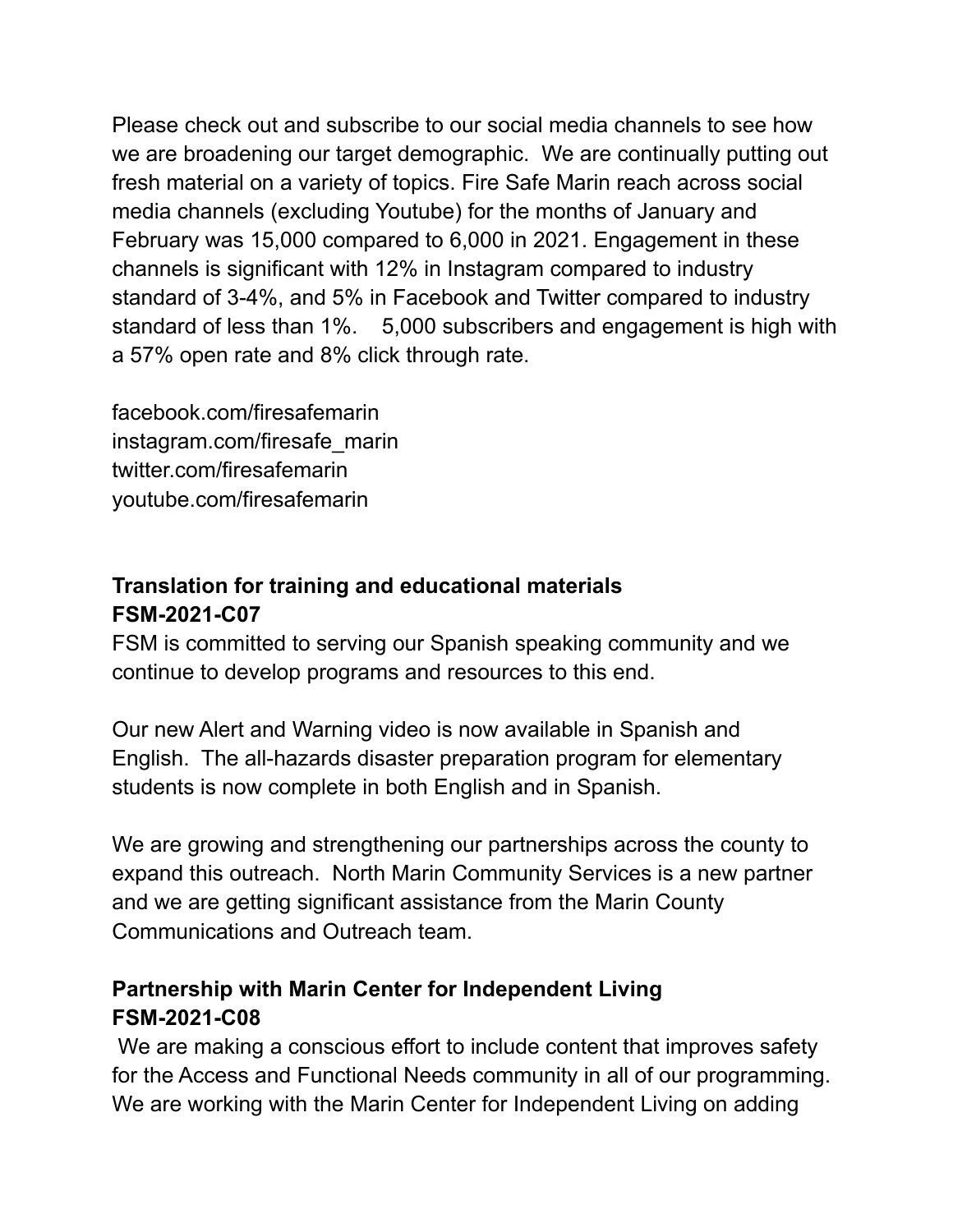Please check out and subscribe to our social media channels to see how we are broadening our target demographic. We are continually putting out fresh material on a variety of topics. Fire Safe Marin reach across social media channels (excluding Youtube) for the months of January and February was 15,000 compared to 6,000 in 2021. Engagement in these channels is significant with 12% in Instagram compared to industry standard of 3-4%, and 5% in Facebook and Twitter compared to industry standard of less than 1%. 5,000 subscribers and engagement is high with a 57% open rate and 8% click through rate.

facebook.com/firesafemarin
instagram.com/firesafe_marin
twitter.com/firesafemarin
youtube.com/firesafemarin

**Translation for training and educational materials**
**FSM-2021-C07**

FSM is committed to serving our Spanish speaking community and we continue to develop programs and resources to this end.

Our new Alert and Warning video is now available in Spanish and English. The all-hazards disaster preparation program for elementary students is now complete in both English and in Spanish.

We are growing and strengthening our partnerships across the county to expand this outreach. North Marin Community Services is a new partner and we are getting significant assistance from the Marin County Communications and Outreach team.

**Partnership with Marin Center for Independent Living**
**FSM-2021-C08**

We are making a conscious effort to include content that improves safety for the Access and Functional Needs community in all of our programming. We are working with the Marin Center for Independent Living on adding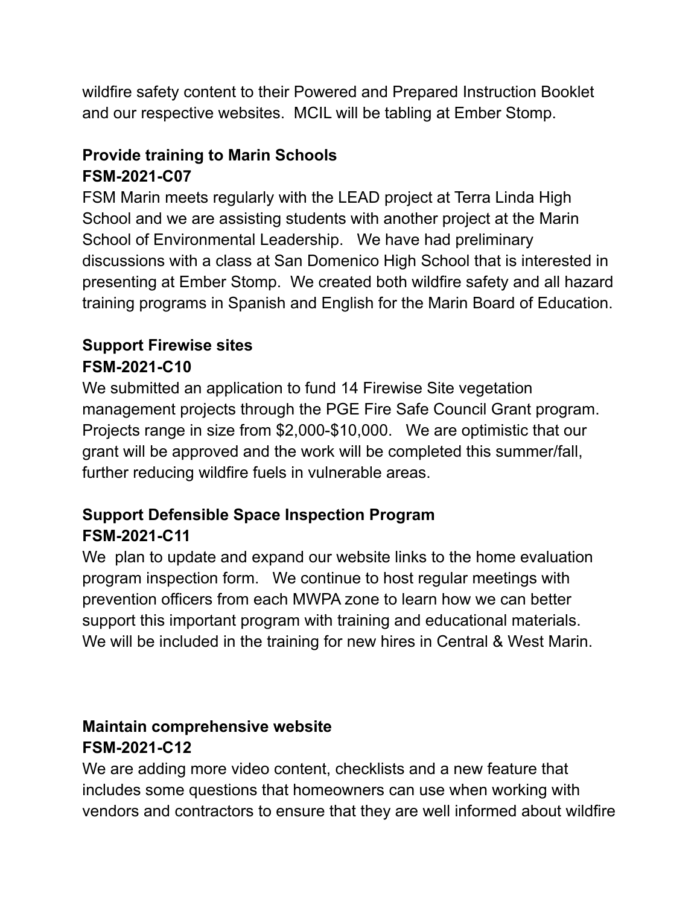wildfire safety content to their Powered and Prepared Instruction Booklet and our respective websites. MCIL will be tabling at Ember Stomp.

**Provide training to Marin Schools**
**FSM-2021-C07**

FSM Marin meets regularly with the LEAD project at Terra Linda High School and we are assisting students with another project at the Marin School of Environmental Leadership. We have had preliminary discussions with a class at San Domenico High School that is interested in presenting at Ember Stomp. We created both wildfire safety and all hazard training programs in Spanish and English for the Marin Board of Education.

**Support Firewise sites**
**FSM-2021-C10**

We submitted an application to fund 14 Firewise Site vegetation management projects through the PGE Fire Safe Council Grant program. Projects range in size from $2,000-$10,000. We are optimistic that our grant will be approved and the work will be completed this summer/fall, further reducing wildfire fuels in vulnerable areas.

**Support Defensible Space Inspection Program**
**FSM-2021-C11**

We plan to update and expand our website links to the home evaluation program inspection form. We continue to host regular meetings with prevention officers from each MWPA zone to learn how we can better support this important program with training and educational materials. We will be included in the training for new hires in Central & West Marin.

**Maintain comprehensive website**
**FSM-2021-C12**

We are adding more video content, checklists and a new feature that includes some questions that homeowners can use when working with vendors and contractors to ensure that they are well informed about wildfire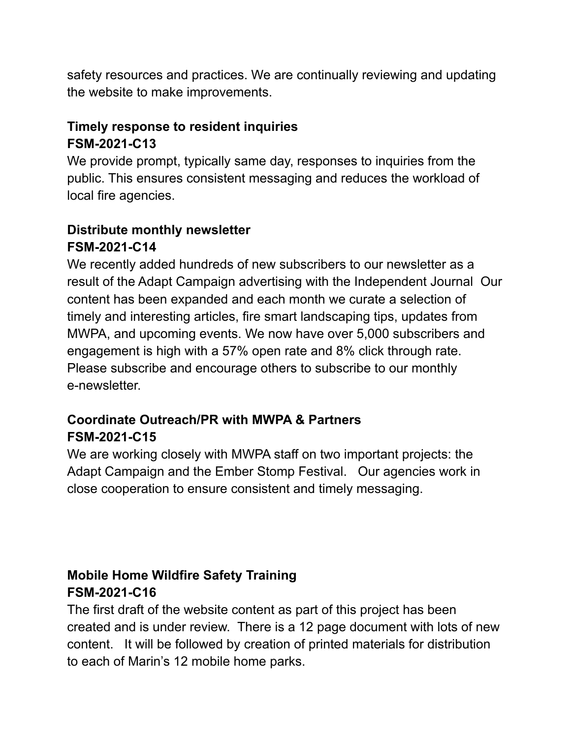safety resources and practices. We are continually reviewing and updating the website to make improvements.

**Timely response to resident inquiries**
**FSM-2021-C13**

We provide prompt, typically same day, responses to inquiries from the public. This ensures consistent messaging and reduces the workload of local fire agencies.

**Distribute monthly newsletter**
**FSM-2021-C14**

We recently added hundreds of new subscribers to our newsletter as a result of the Adapt Campaign advertising with the Independent Journal Our content has been expanded and each month we curate a selection of timely and interesting articles, fire smart landscaping tips, updates from MWPA, and upcoming events. We now have over 5,000 subscribers and engagement is high with a 57% open rate and 8% click through rate. Please subscribe and encourage others to subscribe to our monthly e-newsletter.

**Coordinate Outreach/PR with MWPA & Partners**
**FSM-2021-C15**

We are working closely with MWPA staff on two important projects: the Adapt Campaign and the Ember Stomp Festival. Our agencies work in close cooperation to ensure consistent and timely messaging.

**Mobile Home Wildfire Safety Training**
**FSM-2021-C16**

The first draft of the website content as part of this project has been created and is under review. There is a 12 page document with lots of new content. It will be followed by creation of printed materials for distribution to each of Marin's 12 mobile home parks.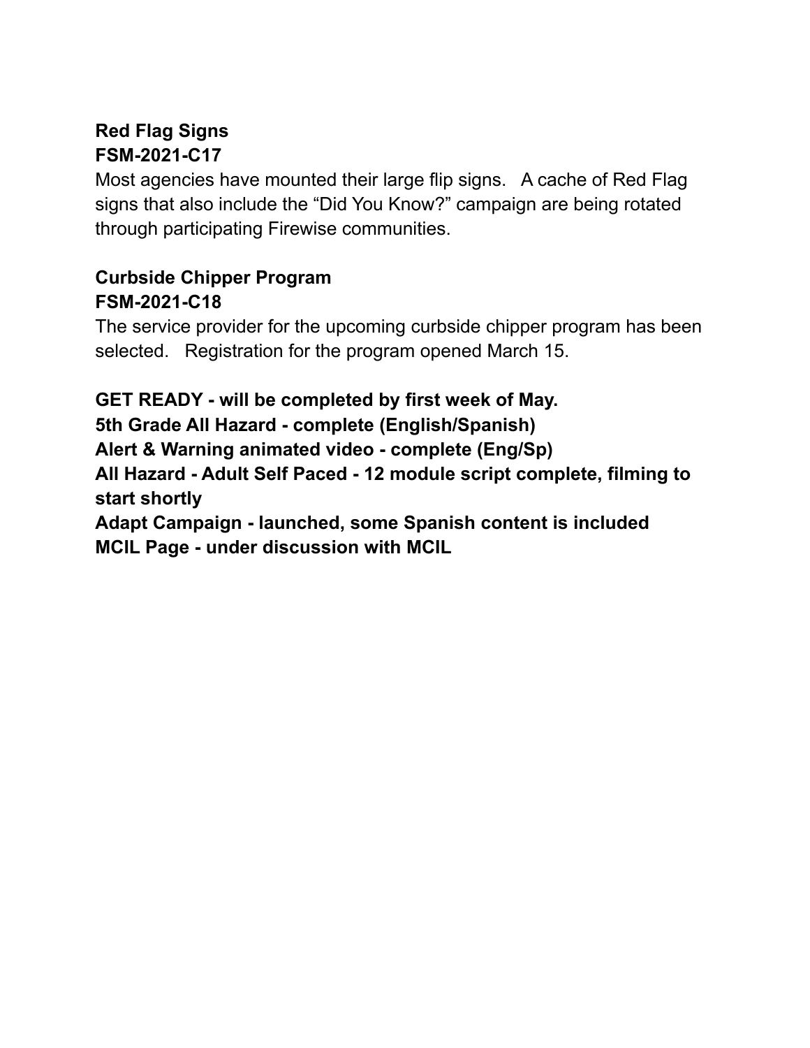**Red Flag Signs**
**FSM-2021-C17**
Most agencies have mounted their large flip signs. A cache of Red Flag signs that also include the "Did You Know?" campaign are being rotated through participating Firewise communities.

**Curbside Chipper Program**
**FSM-2021-C18**
The service provider for the upcoming curbside chipper program has been selected. Registration for the program opened March 15.

**GET READY - will be completed by first week of May.**
**5th Grade All Hazard - complete (English/Spanish)**
**Alert & Warning animated video - complete (Eng/Sp)**
**All Hazard - Adult Self Paced - 12 module script complete, filming to start shortly**
**Adapt Campaign - launched, some Spanish content is included**
**MCIL Page - under discussion with MCIL**